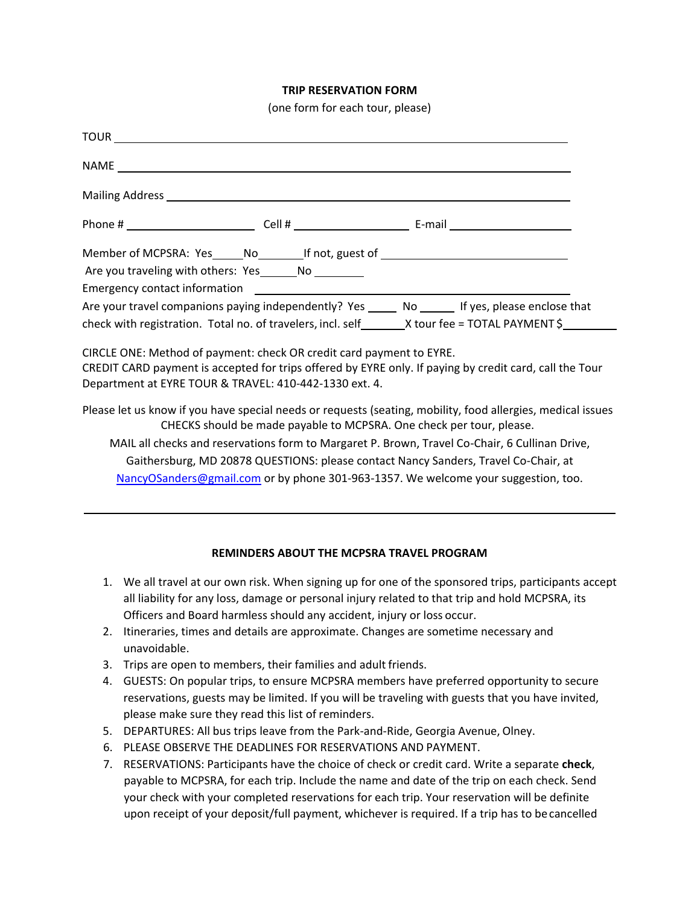**TRIP RESERVATION FORM**

(one form for each tour, please)

TOUR \_\_\_\_\_\_\_\_\_\_\_\_\_\_\_\_\_\_\_\_\_\_\_\_\_\_\_\_\_\_\_\_\_\_\_\_\_\_\_\_\_\_\_\_\_\_\_\_\_\_\_\_\_\_\_\_

NAME \_\_\_\_\_\_\_\_\_\_\_\_\_\_\_\_\_\_\_\_\_\_\_\_\_\_\_\_\_\_\_\_\_\_\_\_\_\_\_\_\_\_\_\_\_\_\_\_\_\_\_\_\_\_\_\_

Mailing Address \_\_\_\_\_\_\_\_\_\_\_\_\_\_\_\_\_\_\_\_\_\_\_\_\_\_\_\_\_\_\_\_\_\_\_\_\_\_\_\_\_\_\_\_\_\_\_\_\_\_

Phone # \_\_\_\_\_\_\_\_\_\_\_\_\_\_\_\_ Cell # \_\_\_\_\_\_\_\_\_\_\_\_\_\_\_\_ E-mail \_\_\_\_\_\_\_\_\_\_\_\_\_\_\_\_

Member of MCPSRA: Yes\_\_\_\_\_No\_\_\_\_\_\_\_If not, guest of \_\_\_\_\_\_\_\_\_\_\_\_\_\_\_\_\_\_\_\_\_\_\_\_

Are you traveling with others: Yes\_\_\_\_\_\_No \_\_\_\_\_\_\_\_

Emergency contact information \_\_\_\_\_\_\_\_\_\_\_\_\_\_\_\_\_\_\_\_\_\_\_\_\_\_\_\_\_\_\_\_\_\_\_\_\_\_\_\_

Are your travel companions paying independently? Yes \_\_\_\_\_ No \_\_\_\_\_\_ If yes, please enclose that check with registration. Total no. of travelers, incl. self\_\_\_\_\_\_\_X tour fee = TOTAL PAYMENT $\_\_\_\_\_\_\_\_\_

CIRCLE ONE: Method of payment: check OR credit card payment to EYRE.
CREDIT CARD payment is accepted for trips offered by EYRE only. If paying by credit card, call the Tour Department at EYRE TOUR & TRAVEL: 410-442-1330 ext. 4.

Please let us know if you have special needs or requests (seating, mobility, food allergies, medical issues
CHECKS should be made payable to MCPSRA. One check per tour, please.
MAIL all checks and reservations form to Margaret P. Brown, Travel Co-Chair, 6 Cullinan Drive, Gaithersburg, MD 20878 QUESTIONS: please contact Nancy Sanders, Travel Co-Chair, at NancyOSanders@gmail.com or by phone 301-963-1357. We welcome your suggestion, too.

---

**REMINDERS ABOUT THE MCPSRA TRAVEL PROGRAM**

1. We all travel at our own risk. When signing up for one of the sponsored trips, participants accept all liability for any loss, damage or personal injury related to that trip and hold MCPSRA, its Officers and Board harmless should any accident, injury or loss occur.
2. Itineraries, times and details are approximate. Changes are sometime necessary and unavoidable.
3. Trips are open to members, their families and adult friends.
4. GUESTS: On popular trips, to ensure MCPSRA members have preferred opportunity to secure reservations, guests may be limited. If you will be traveling with guests that you have invited, please make sure they read this list of reminders.
5. DEPARTURES: All bus trips leave from the Park-and-Ride, Georgia Avenue, Olney.
6. PLEASE OBSERVE THE DEADLINES FOR RESERVATIONS AND PAYMENT.
7. RESERVATIONS: Participants have the choice of check or credit card. Write a separate **check**, payable to MCPSRA, for each trip. Include the name and date of the trip on each check. Send your check with your completed reservations for each trip. Your reservation will be definite upon receipt of your deposit/full payment, whichever is required. If a trip has to be cancelled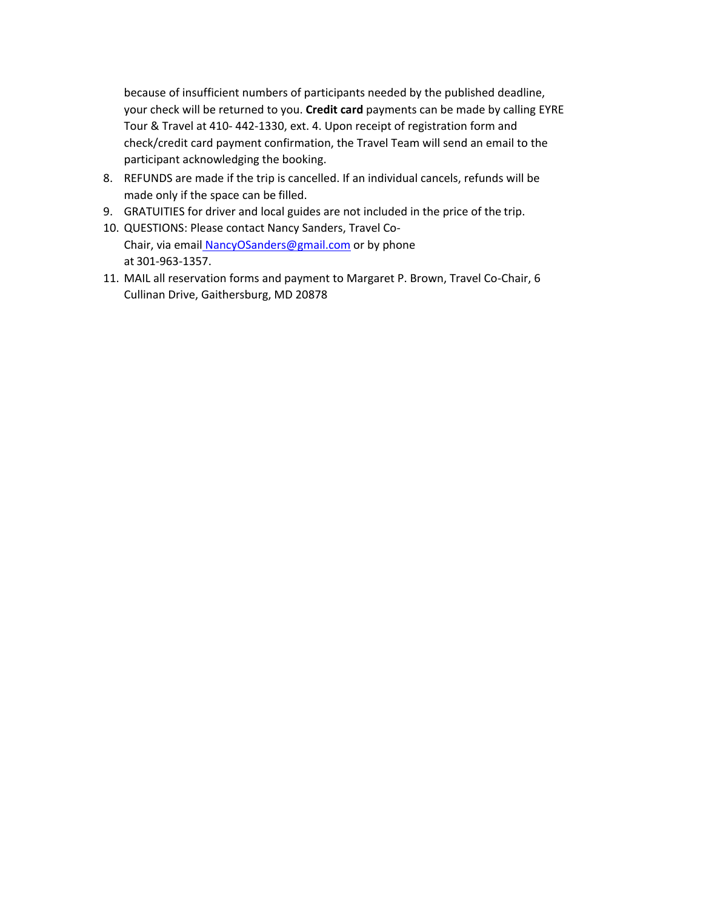because of insufficient numbers of participants needed by the published deadline, your check will be returned to you. **Credit card** payments can be made by calling EYRE Tour & Travel at 410- 442-1330, ext. 4. Upon receipt of registration form and check/credit card payment confirmation, the Travel Team will send an email to the participant acknowledging the booking.

8. REFUNDS are made if the trip is cancelled. If an individual cancels, refunds will be made only if the space can be filled.
9. GRATUITIES for driver and local guides are not included in the price of the trip.
10. QUESTIONS: Please contact Nancy Sanders, Travel Co-Chair, via email NancyOSanders@gmail.com or by phone at 301-963-1357.
11. MAIL all reservation forms and payment to Margaret P. Brown, Travel Co-Chair, 6 Cullinan Drive, Gaithersburg, MD 20878